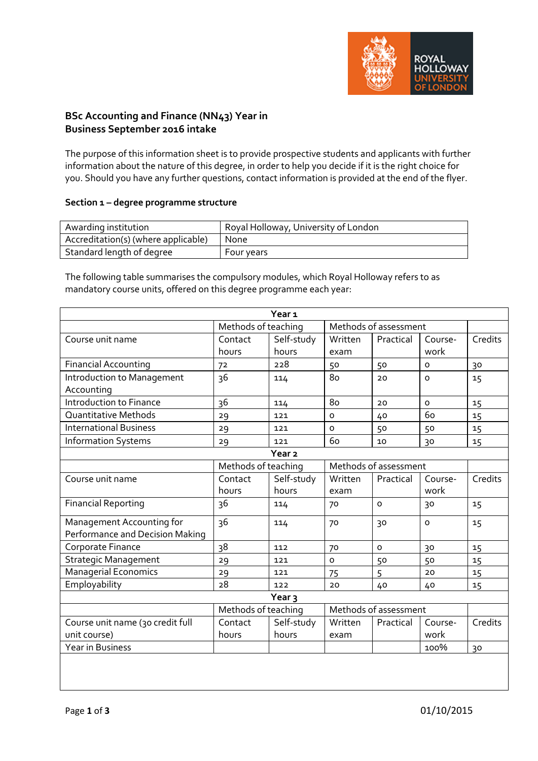# BSc Accounting and Finance (NN43) Year in Business September 2016 intake

The purpose of this information sheet is to provide prospective students and applicants with further information about the nature of this degree, in order to help you decide if it is the right choice for you. Should you have any further questions, contact information is provided at the end of the flyer.

## Section 1 – degree programme structure

| Awarding institution | Royal Holloway, University of London |
|---|---|
| Accreditation(s) (where applicable) | None |
| Standard length of degree | Four years |

The following table summarises the compulsory modules, which Royal Holloway refers to as mandatory course units, offered on this degree programme each year:

| Year 1 | | | | | | |
|---|---|---|---|---|---|---|
| | Methods of teaching | | Methods of assessment | | | |
| Course unit name | Contact hours | Self-study hours | Written exam | Practical | Course-work | Credits |
| Financial Accounting | 72 | 228 | 50 | 50 | 0 | 30 |
| Introduction to Management Accounting | 36 | 114 | 80 | 20 | 0 | 15 |
| Introduction to Finance | 36 | 114 | 80 | 20 | 0 | 15 |
| Quantitative Methods | 29 | 121 | 0 | 40 | 60 | 15 |
| International Business | 29 | 121 | 0 | 50 | 50 | 15 |
| Information Systems | 29 | 121 | 60 | 10 | 30 | 15 |
| **Year 2** | | | | | | |
| | Methods of teaching | | Methods of assessment | | | |
| Course unit name | Contact hours | Self-study hours | Written exam | Practical | Course-work | Credits |
| Financial Reporting | 36 | 114 | 70 | 0 | 30 | 15 |
| Management Accounting for Performance and Decision Making | 36 | 114 | 70 | 30 | 0 | 15 |
| Corporate Finance | 38 | 112 | 70 | 0 | 30 | 15 |
| Strategic Management | 29 | 121 | 0 | 50 | 50 | 15 |
| Managerial Economics | 29 | 121 | 75 | 5 | 20 | 15 |
| Employability | 28 | 122 | 20 | 40 | 40 | 15 |
| **Year 3** | | | | | | |
| | Methods of teaching | | Methods of assessment | | | |
| Course unit name (30 credit full unit course) | Contact hours | Self-study hours | Written exam | Practical | Course-work | Credits |
| Year in Business | | | | | 100% | 30 |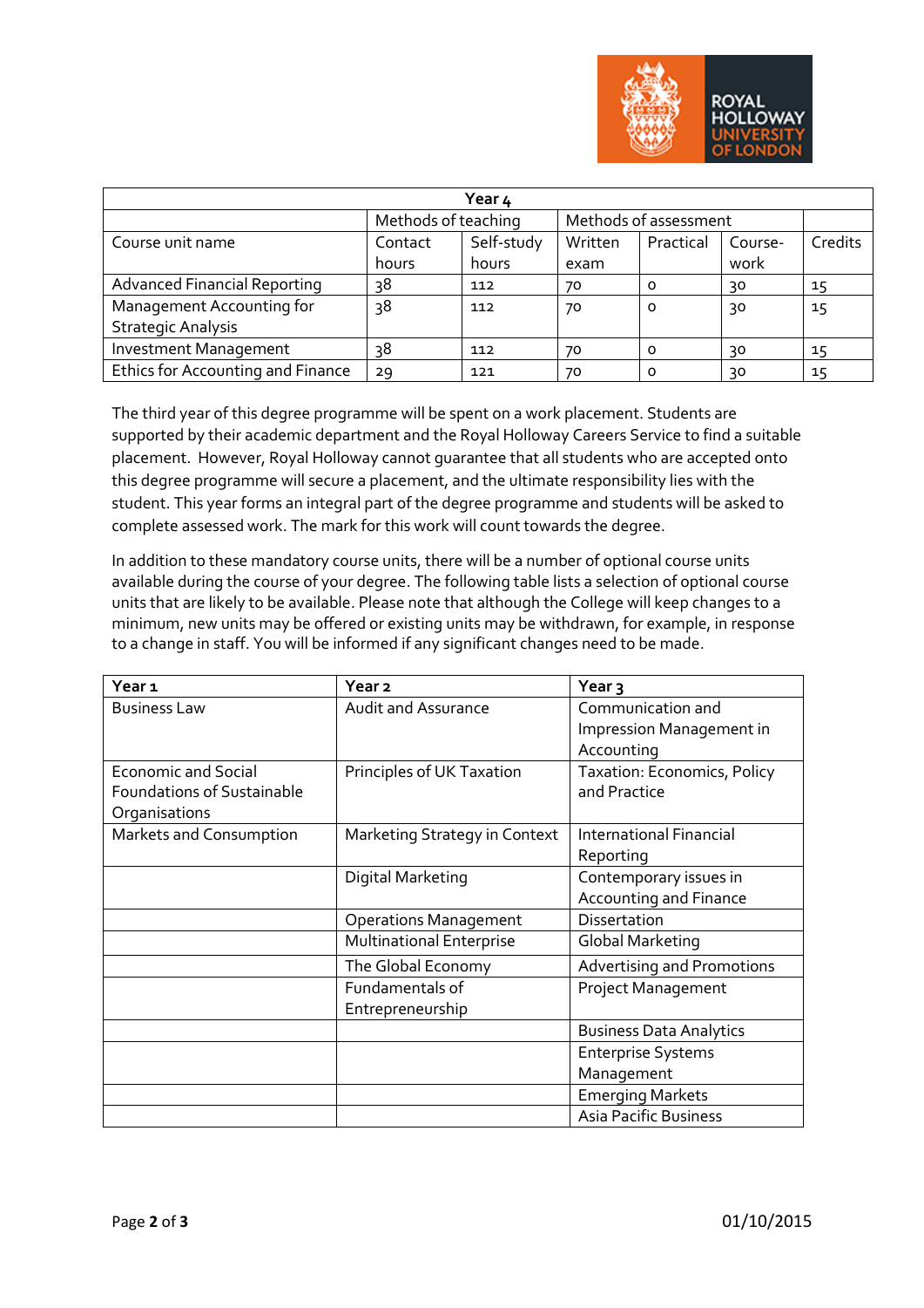| Year 4 | | | | | | |
|---|---|---|---|---|---|---|
| | Methods of teaching | | Methods of assessment | | | |
| Course unit name | Contact hours | Self-study hours | Written exam | Practical | Course-work | Credits |
| Advanced Financial Reporting | 38 | 112 | 70 | 0 | 30 | 15 |
| Management Accounting for Strategic Analysis | 38 | 112 | 70 | 0 | 30 | 15 |
| Investment Management | 38 | 112 | 70 | 0 | 30 | 15 |
| Ethics for Accounting and Finance | 29 | 121 | 70 | 0 | 30 | 15 |

The third year of this degree programme will be spent on a work placement. Students are supported by their academic department and the Royal Holloway Careers Service to find a suitable placement. However, Royal Holloway cannot guarantee that all students who are accepted onto this degree programme will secure a placement, and the ultimate responsibility lies with the student. This year forms an integral part of the degree programme and students will be asked to complete assessed work. The mark for this work will count towards the degree.

In addition to these mandatory course units, there will be a number of optional course units available during the course of your degree. The following table lists a selection of optional course units that are likely to be available. Please note that although the College will keep changes to a minimum, new units may be offered or existing units may be withdrawn, for example, in response to a change in staff. You will be informed if any significant changes need to be made.

| Year 1 | Year 2 | Year 3 |
|---|---|---|
| Business Law | Audit and Assurance | Communication and Impression Management in Accounting |
| Economic and Social Foundations of Sustainable Organisations | Principles of UK Taxation | Taxation: Economics, Policy and Practice |
| Markets and Consumption | Marketing Strategy in Context | International Financial Reporting |
| | Digital Marketing | Contemporary issues in Accounting and Finance |
| | Operations Management | Dissertation |
| | Multinational Enterprise | Global Marketing |
| | The Global Economy | Advertising and Promotions |
| | Fundamentals of Entrepreneurship | Project Management |
| | | Business Data Analytics |
| | | Enterprise Systems Management |
| | | Emerging Markets |
| | | Asia Pacific Business |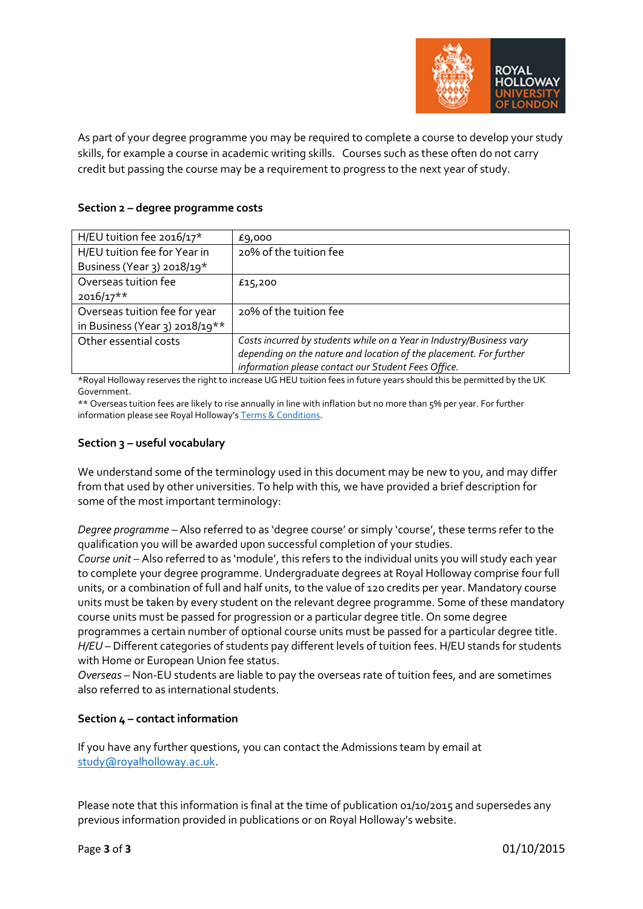As part of your degree programme you may be required to complete a course to develop your study skills, for example a course in academic writing skills. Courses such as these often do not carry credit but passing the course may be a requirement to progress to the next year of study.

**Section 2 – degree programme costs**

| | |
|---|---|
| H/EU tuition fee 2016/17* | £9,000 |
| H/EU tuition fee for Year in Business (Year 3) 2018/19* | 20% of the tuition fee |
| Overseas tuition fee 2016/17** | £15,200 |
| Overseas tuition fee for year in Business (Year 3) 2018/19** | 20% of the tuition fee |
| Other essential costs | *Costs incurred by students while on a Year in Industry/Business vary depending on the nature and location of the placement. For further information please contact our Student Fees Office.* |

*Royal Holloway reserves the right to increase UG HEU tuition fees in future years should this be permitted by the UK Government.

** Overseas tuition fees are likely to rise annually in line with inflation but no more than 5% per year. For further information please see Royal Holloway's Terms & Conditions.

**Section 3 – useful vocabulary**

We understand some of the terminology used in this document may be new to you, and may differ from that used by other universities. To help with this, we have provided a brief description for some of the most important terminology:

*Degree programme* – Also referred to as 'degree course' or simply 'course', these terms refer to the qualification you will be awarded upon successful completion of your studies.
*Course unit* – Also referred to as 'module', this refers to the individual units you will study each year to complete your degree programme. Undergraduate degrees at Royal Holloway comprise four full units, or a combination of full and half units, to the value of 120 credits per year. Mandatory course units must be taken by every student on the relevant degree programme. Some of these mandatory course units must be passed for progression or a particular degree title. On some degree programmes a certain number of optional course units must be passed for a particular degree title.
*H/EU* – Different categories of students pay different levels of tuition fees. H/EU stands for students with Home or European Union fee status.
*Overseas* – Non-EU students are liable to pay the overseas rate of tuition fees, and are sometimes also referred to as international students.

**Section 4 – contact information**

If you have any further questions, you can contact the Admissions team by email at study@royalholloway.ac.uk.

Please note that this information is final at the time of publication 01/10/2015 and supersedes any previous information provided in publications or on Royal Holloway's website.